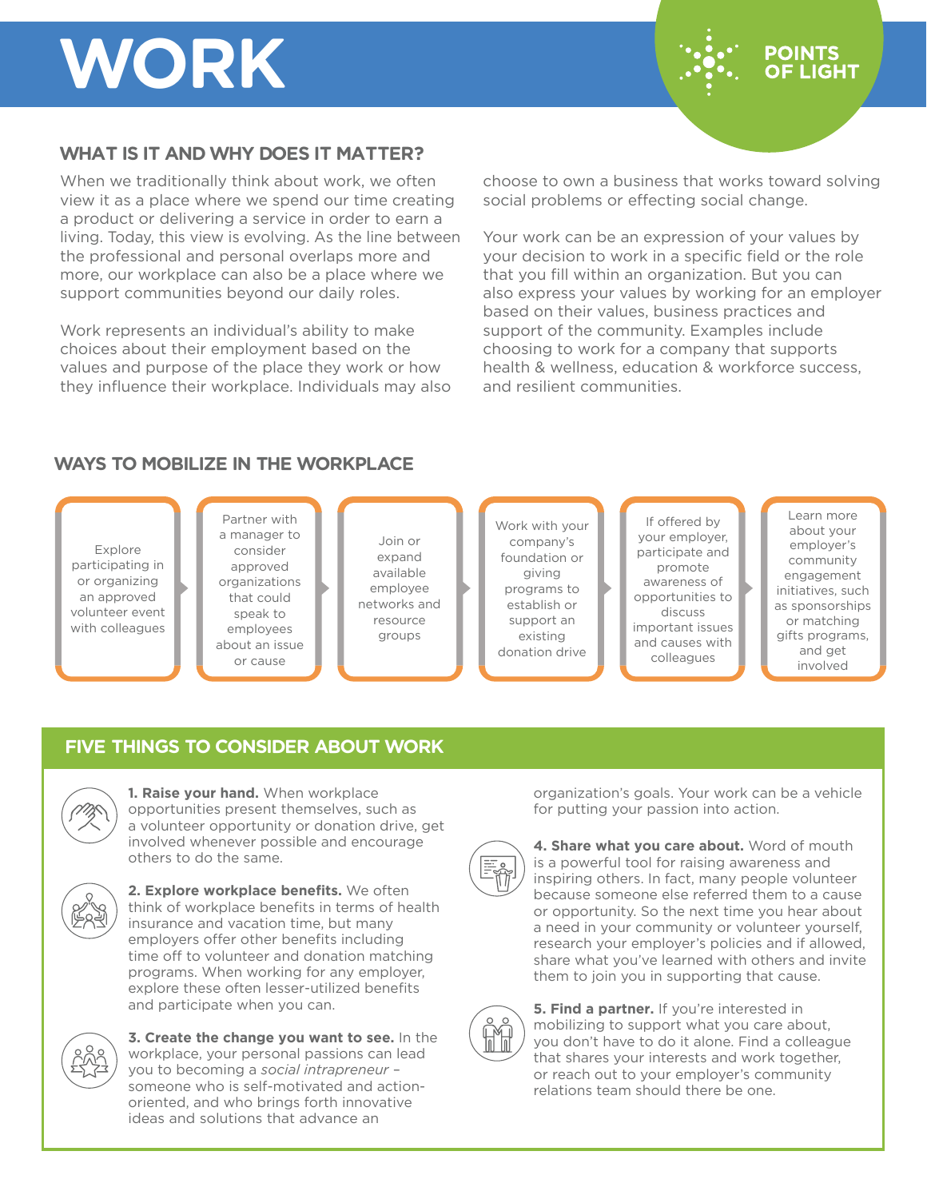# WORK

POINTS OF LIGHT

## WHAT IS IT AND WHY DOES IT MATTER?

When we traditionally think about work, we often view it as a place where we spend our time creating a product or delivering a service in order to earn a living. Today, this view is evolving. As the line between the professional and personal overlaps more and more, our workplace can also be a place where we support communities beyond our daily roles.

Work represents an individual's ability to make choices about their employment based on the values and purpose of the place they work or how they influence their workplace. Individuals may also choose to own a business that works toward solving social problems or effecting social change.

Your work can be an expression of your values by your decision to work in a specific field or the role that you fill within an organization. But you can also express your values by working for an employer based on their values, business practices and support of the community. Examples include choosing to work for a company that supports health & wellness, education & workforce success, and resilient communities.

## WAYS TO MOBILIZE IN THE WORKPLACE

- Explore participating in or organizing an approved volunteer event with colleagues
- Partner with a manager to consider approved organizations that could speak to employees about an issue or cause
- Join or expand available employee networks and resource groups
- Work with your company's foundation or giving programs to establish or support an existing donation drive
- If offered by your employer, participate and promote awareness of opportunities to discuss important issues and causes with colleagues
- Learn more about your employer's community engagement initiatives, such as sponsorships or matching gifts programs, and get involved

## FIVE THINGS TO CONSIDER ABOUT WORK

**1. Raise your hand.** When workplace opportunities present themselves, such as a volunteer opportunity or donation drive, get involved whenever possible and encourage others to do the same.

**2. Explore workplace benefits.** We often think of workplace benefits in terms of health insurance and vacation time, but many employers offer other benefits including time off to volunteer and donation matching programs. When working for any employer, explore these often lesser-utilized benefits and participate when you can.

**3. Create the change you want to see.** In the workplace, your personal passions can lead you to becoming a *social intrapreneur* – someone who is self-motivated and action-oriented, and who brings forth innovative ideas and solutions that advance an organization's goals. Your work can be a vehicle for putting your passion into action.

**4. Share what you care about.** Word of mouth is a powerful tool for raising awareness and inspiring others. In fact, many people volunteer because someone else referred them to a cause or opportunity. So the next time you hear about a need in your community or volunteer yourself, research your employer's policies and if allowed, share what you've learned with others and invite them to join you in supporting that cause.

**5. Find a partner.** If you're interested in mobilizing to support what you care about, you don't have to do it alone. Find a colleague that shares your interests and work together, or reach out to your employer's community relations team should there be one.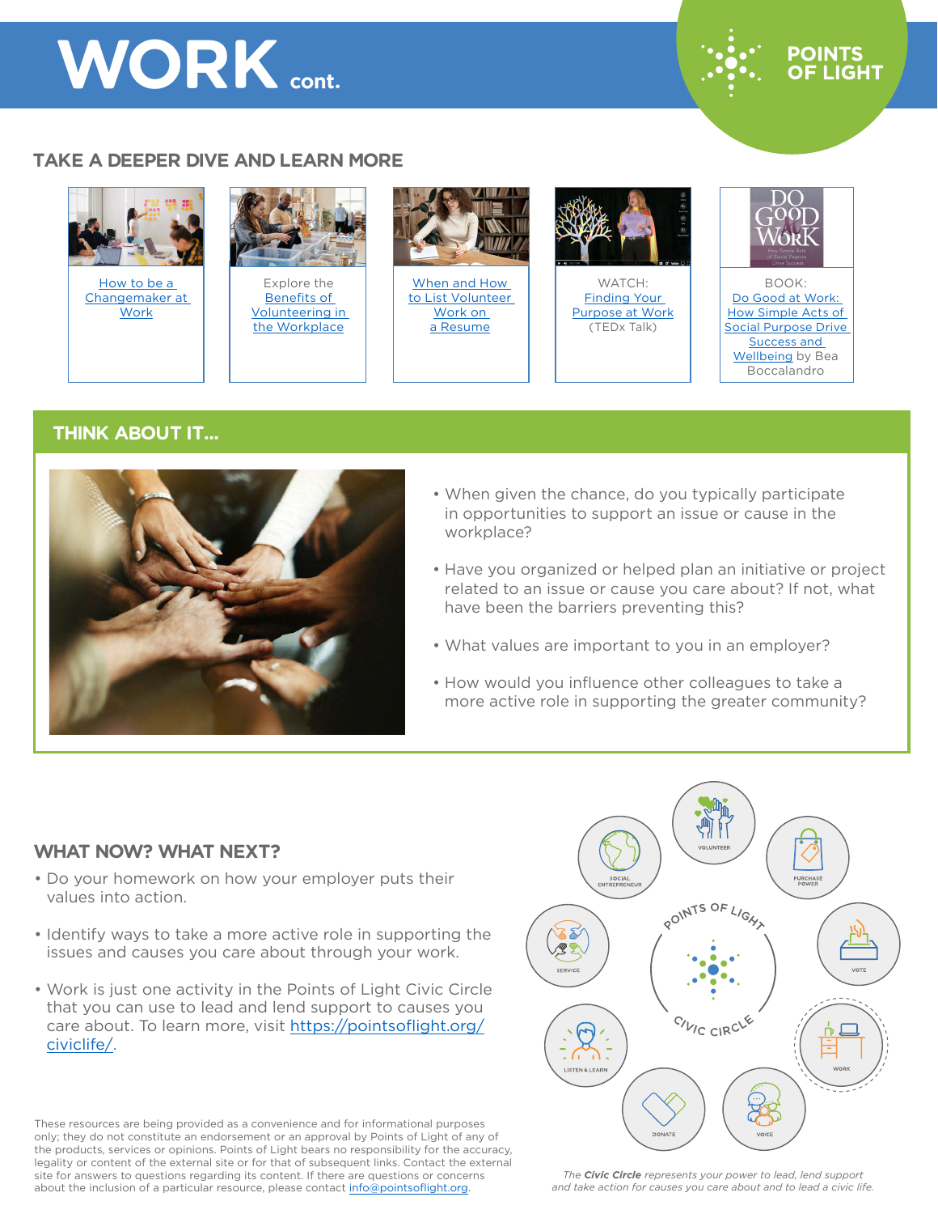# WORK cont.

POINTS OF LIGHT

## TAKE A DEEPER DIVE AND LEARN MORE

- How to be a Changemaker at Work
- Explore the Benefits of Volunteering in the Workplace
- When and How to List Volunteer Work on a Resume
- WATCH: Finding Your Purpose at Work (TEDx Talk)
- BOOK: Do Good at Work: How Simple Acts of Social Purpose Drive Success and Wellbeing by Bea Boccalandro

## THINK ABOUT IT...

- When given the chance, do you typically participate in opportunities to support an issue or cause in the workplace?
- Have you organized or helped plan an initiative or project related to an issue or cause you care about? If not, what have been the barriers preventing this?
- What values are important to you in an employer?
- How would you influence other colleagues to take a more active role in supporting the greater community?

## WHAT NOW? WHAT NEXT?

- Do your homework on how your employer puts their values into action.
- Identify ways to take a more active role in supporting the issues and causes you care about through your work.
- Work is just one activity in the Points of Light Civic Circle that you can use to lead and lend support to causes you care about. To learn more, visit https://pointsoflight.org/civiclife/.

POINTS OF LIGHT CIVIC CIRCLE

VOLUNTEER
PURCHASE POWER
VOTE
WORK
VOICE
DONATE
LISTEN & LEARN
SERVICE
SOCIAL ENTREPRENEUR

*The **Civic Circle** represents your power to lead, lend support and take action for causes you care about and to lead a civic life.*

These resources are being provided as a convenience and for informational purposes only; they do not constitute an endorsement or an approval by Points of Light of any of the products, services or opinions. Points of Light bears no responsibility for the accuracy, legality or content of the external site or for that of subsequent links. Contact the external site for answers to questions regarding its content. If there are questions or concerns about the inclusion of a particular resource, please contact info@pointsoflight.org.